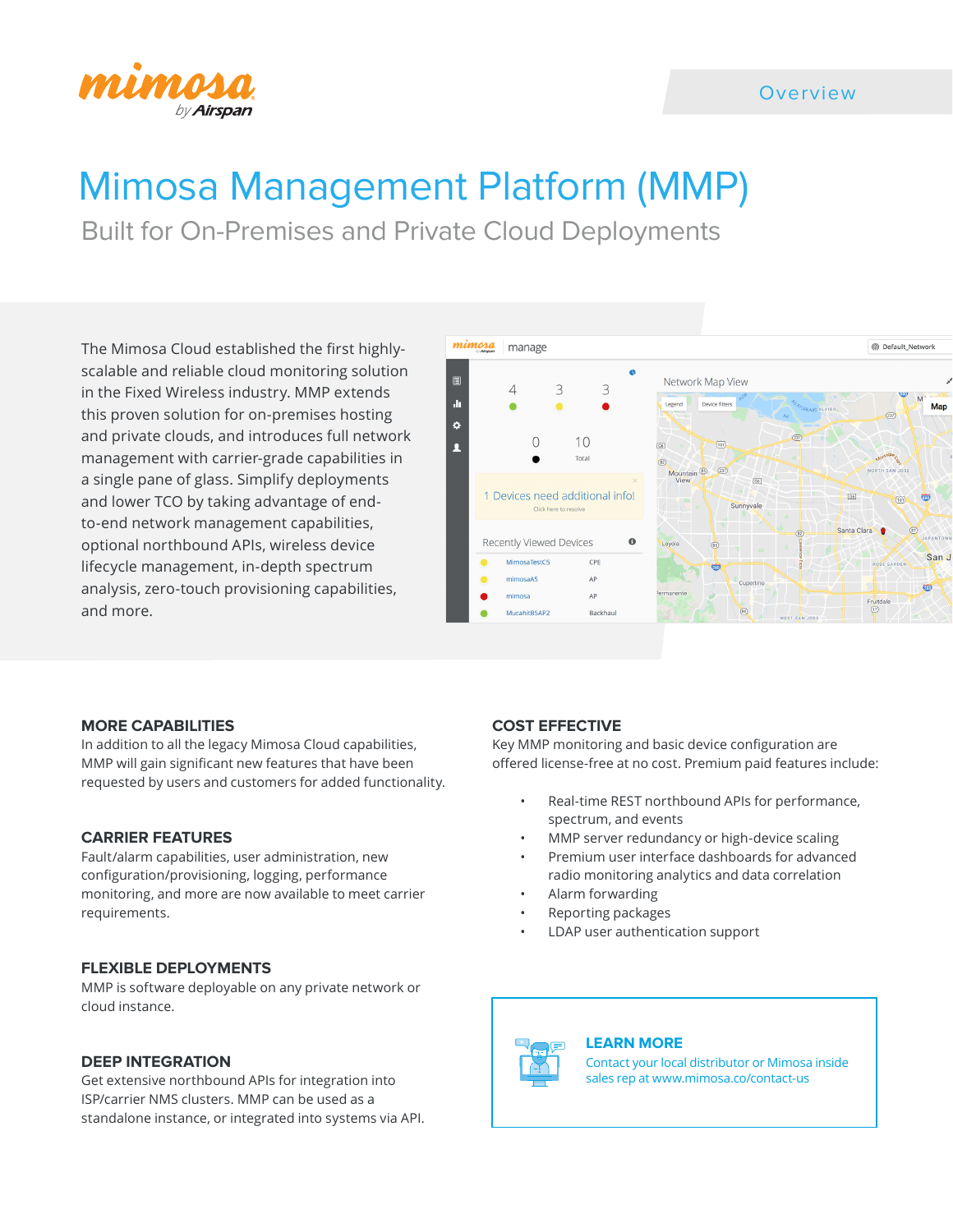Overview

# Mimosa Management Platform (MMP)

## Built for On-Premises and Private Cloud Deployments

The Mimosa Cloud established the first highly-scalable and reliable cloud monitoring solution in the Fixed Wireless industry. MMP extends this proven solution for on-premises hosting and private clouds, and introduces full network management with carrier-grade capabilities in a single pane of glass. Simplify deployments and lower TCO by taking advantage of end-to-end network management capabilities, optional northbound APIs, wireless device lifecycle management, in-depth spectrum analysis, zero-touch provisioning capabilities, and more.

### MORE CAPABILITIES

In addition to all the legacy Mimosa Cloud capabilities, MMP will gain significant new features that have been requested by users and customers for added functionality.

### CARRIER FEATURES

Fault/alarm capabilities, user administration, new configuration/provisioning, logging, performance monitoring, and more are now available to meet carrier requirements.

### FLEXIBLE DEPLOYMENTS

MMP is software deployable on any private network or cloud instance.

### DEEP INTEGRATION

Get extensive northbound APIs for integration into ISP/carrier NMS clusters. MMP can be used as a standalone instance, or integrated into systems via API.

### COST EFFECTIVE

Key MMP monitoring and basic device configuration are offered license-free at no cost. Premium paid features include:

- Real-time REST northbound APIs for performance, spectrum, and events
- MMP server redundancy or high-device scaling
- Premium user interface dashboards for advanced radio monitoring analytics and data correlation
- Alarm forwarding
- Reporting packages
- LDAP user authentication support

### LEARN MORE

Contact your local distributor or Mimosa inside sales rep at www.mimosa.co/contact-us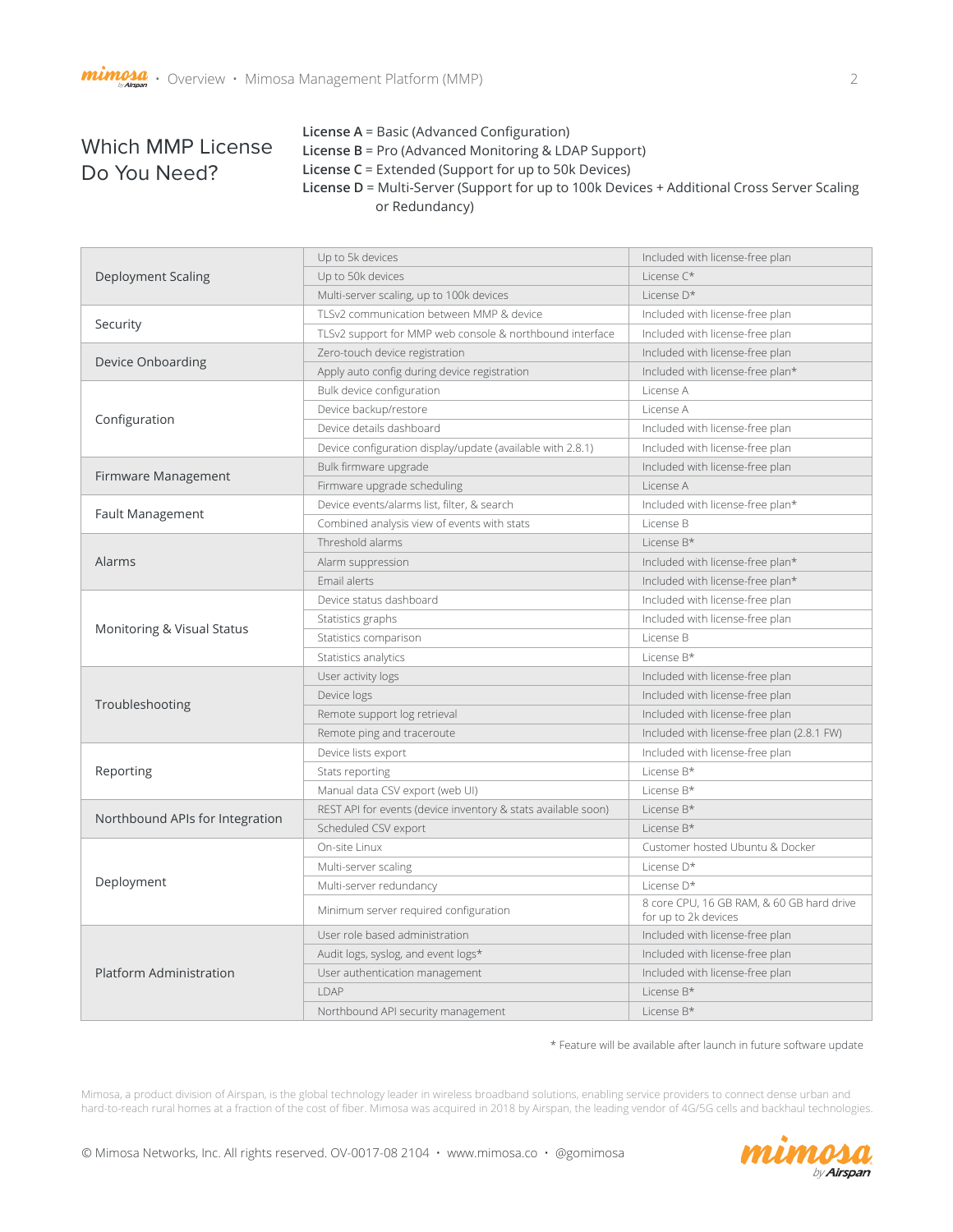## Which MMP License Do You Need?

**License A** = Basic (Advanced Configuration)
**License B** = Pro (Advanced Monitoring & LDAP Support)
**License C** = Extended (Support for up to 50k Devices)
**License D** = Multi-Server (Support for up to 100k Devices + Additional Cross Server Scaling or Redundancy)

| | | |
|---|---|---|
| Deployment Scaling | Up to 5k devices | Included with license-free plan |
| | Up to 50k devices | License C* |
| | Multi-server scaling, up to 100k devices | License D* |
| Security | TLSv2 communication between MMP & device | Included with license-free plan |
| | TLSv2 support for MMP web console & northbound interface | Included with license-free plan |
| Device Onboarding | Zero-touch device registration | Included with license-free plan |
| | Apply auto config during device registration | Included with license-free plan* |
| Configuration | Bulk device configuration | License A |
| | Device backup/restore | License A |
| | Device details dashboard | Included with license-free plan |
| | Device configuration display/update (available with 2.8.1) | Included with license-free plan |
| Firmware Management | Bulk firmware upgrade | Included with license-free plan |
| | Firmware upgrade scheduling | License A |
| Fault Management | Device events/alarms list, filter, & search | Included with license-free plan* |
| | Combined analysis view of events with stats | License B |
| Alarms | Threshold alarms | License B* |
| | Alarm suppression | Included with license-free plan* |
| | Email alerts | Included with license-free plan* |
| Monitoring & Visual Status | Device status dashboard | Included with license-free plan |
| | Statistics graphs | Included with license-free plan |
| | Statistics comparison | License B |
| | Statistics analytics | License B* |
| Troubleshooting | User activity logs | Included with license-free plan |
| | Device logs | Included with license-free plan |
| | Remote support log retrieval | Included with license-free plan |
| | Remote ping and traceroute | Included with license-free plan (2.8.1 FW) |
| Reporting | Device lists export | Included with license-free plan |
| | Stats reporting | License B* |
| | Manual data CSV export (web UI) | License B* |
| Northbound APIs for Integration | REST API for events (device inventory & stats available soon) | License B* |
| | Scheduled CSV export | License B* |
| Deployment | On-site Linux | Customer hosted Ubuntu & Docker |
| | Multi-server scaling | License D* |
| | Multi-server redundancy | License D* |
| | Minimum server required configuration | 8 core CPU, 16 GB RAM, & 60 GB hard drive for up to 2k devices |
| Platform Administration | User role based administration | Included with license-free plan |
| | Audit logs, syslog, and event logs* | Included with license-free plan |
| | User authentication management | Included with license-free plan |
| | LDAP | License B* |
| | Northbound API security management | License B* |

\* Feature will be available after launch in future software update

Mimosa, a product division of Airspan, is the global technology leader in wireless broadband solutions, enabling service providers to connect dense urban and hard-to-reach rural homes at a fraction of the cost of fiber. Mimosa was acquired in 2018 by Airspan, the leading vendor of 4G/5G cells and backhaul technologies.

© Mimosa Networks, Inc. All rights reserved. OV-0017-08 2104 • www.mimosa.co • @gomimosa